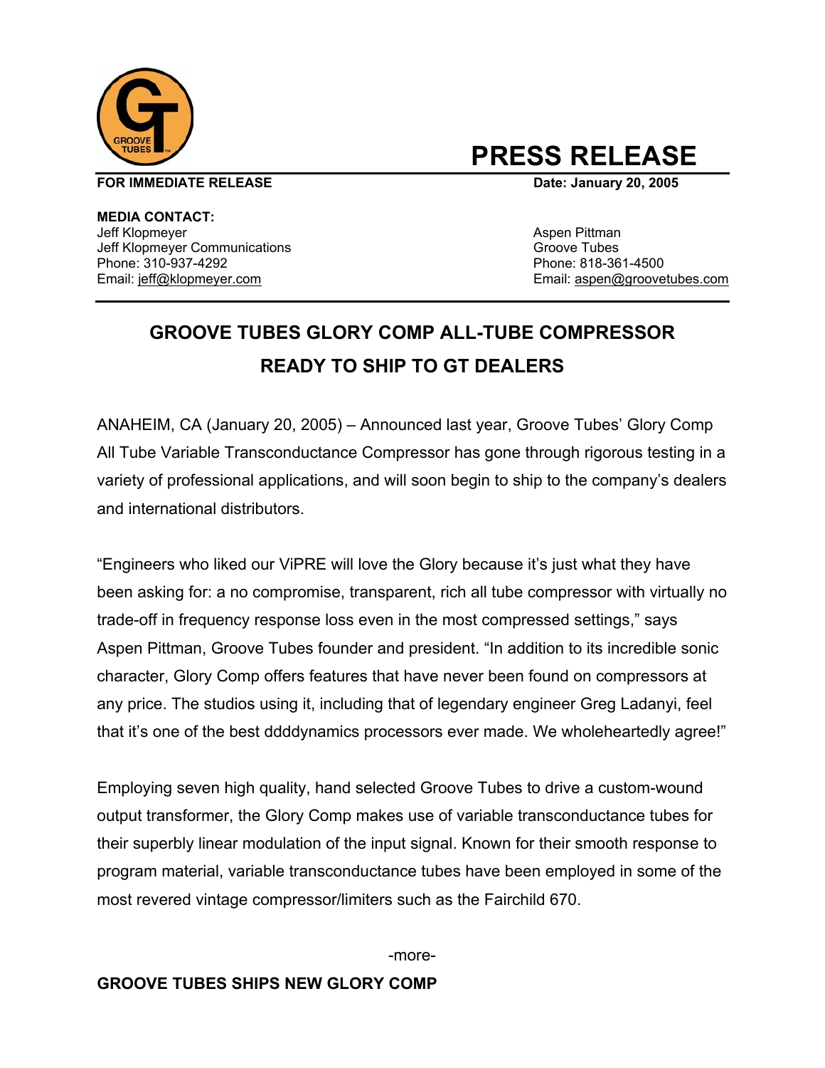# PRESS RELEASE

**FOR IMMEDIATE RELEASE** **Date: January 20, 2005**

**MEDIA CONTACT:**

Jeff Klopmeyer
Jeff Klopmeyer Communications
Phone: 310-937-4292
Email: jeff@klopmeyer.com

Aspen Pittman
Groove Tubes
Phone: 818-361-4500
Email: aspen@groovetubes.com

## GROOVE TUBES GLORY COMP ALL-TUBE COMPRESSOR READY TO SHIP TO GT DEALERS

ANAHEIM, CA (January 20, 2005) – Announced last year, Groove Tubes' Glory Comp All Tube Variable Transconductance Compressor has gone through rigorous testing in a variety of professional applications, and will soon begin to ship to the company's dealers and international distributors.

"Engineers who liked our ViPRE will love the Glory because it's just what they have been asking for: a no compromise, transparent, rich all tube compressor with virtually no trade-off in frequency response loss even in the most compressed settings," says Aspen Pittman, Groove Tubes founder and president. "In addition to its incredible sonic character, Glory Comp offers features that have never been found on compressors at any price. The studios using it, including that of legendary engineer Greg Ladanyi, feel that it's one of the best ddddynamics processors ever made. We wholeheartedly agree!"

Employing seven high quality, hand selected Groove Tubes to drive a custom-wound output transformer, the Glory Comp makes use of variable transconductance tubes for their superbly linear modulation of the input signal. Known for their smooth response to program material, variable transconductance tubes have been employed in some of the most revered vintage compressor/limiters such as the Fairchild 670.

-more-

**GROOVE TUBES SHIPS NEW GLORY COMP**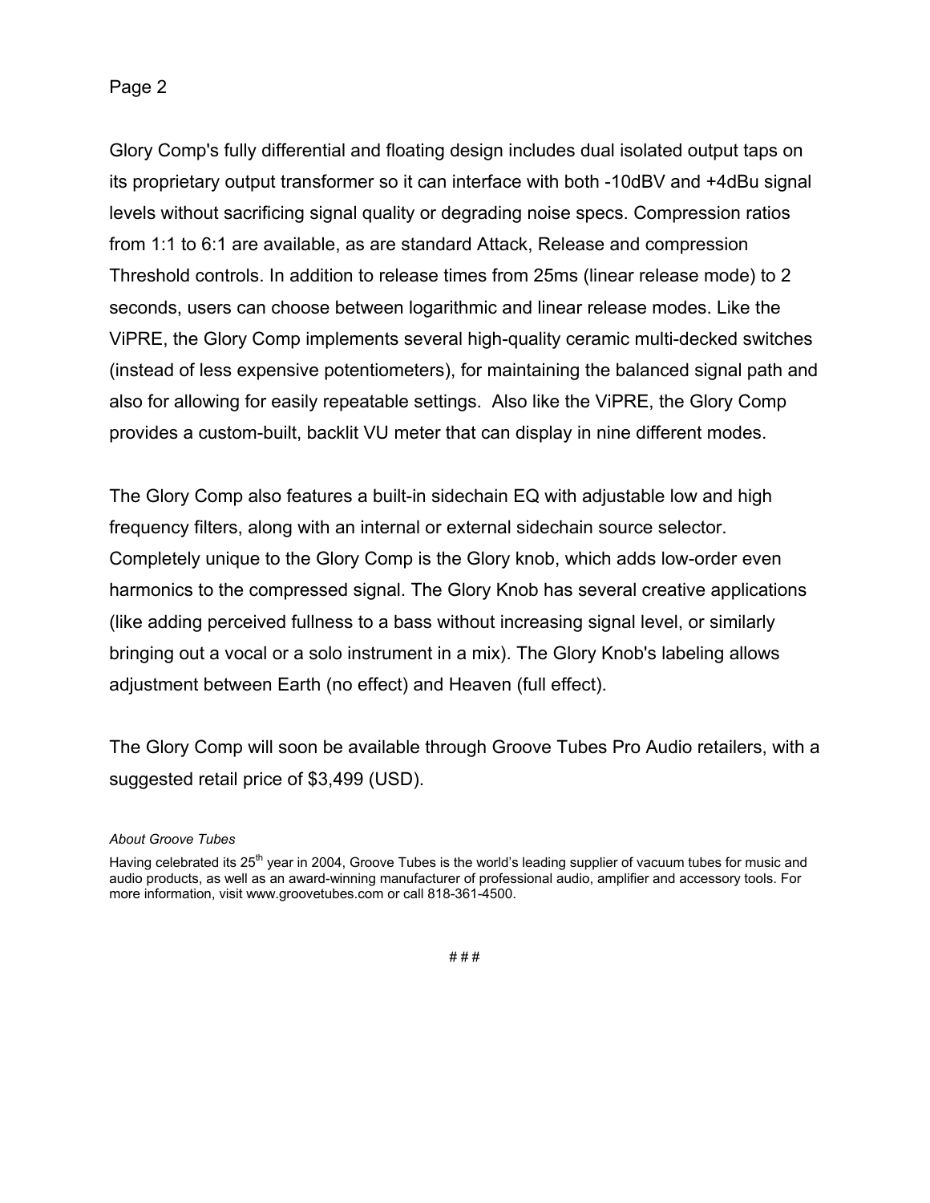Glory Comp's fully differential and floating design includes dual isolated output taps on its proprietary output transformer so it can interface with both -10dBV and +4dBu signal levels without sacrificing signal quality or degrading noise specs. Compression ratios from 1:1 to 6:1 are available, as are standard Attack, Release and compression Threshold controls. In addition to release times from 25ms (linear release mode) to 2 seconds, users can choose between logarithmic and linear release modes. Like the ViPRE, the Glory Comp implements several high-quality ceramic multi-decked switches (instead of less expensive potentiometers), for maintaining the balanced signal path and also for allowing for easily repeatable settings. Also like the ViPRE, the Glory Comp provides a custom-built, backlit VU meter that can display in nine different modes.

The Glory Comp also features a built-in sidechain EQ with adjustable low and high frequency filters, along with an internal or external sidechain source selector. Completely unique to the Glory Comp is the Glory knob, which adds low-order even harmonics to the compressed signal. The Glory Knob has several creative applications (like adding perceived fullness to a bass without increasing signal level, or similarly bringing out a vocal or a solo instrument in a mix). The Glory Knob's labeling allows adjustment between Earth (no effect) and Heaven (full effect).

The Glory Comp will soon be available through Groove Tubes Pro Audio retailers, with a suggested retail price of $3,499 (USD).

*About Groove Tubes*

Having celebrated its 25th year in 2004, Groove Tubes is the world's leading supplier of vacuum tubes for music and audio products, as well as an award-winning manufacturer of professional audio, amplifier and accessory tools. For more information, visit www.groovetubes.com or call 818-361-4500.

# # #